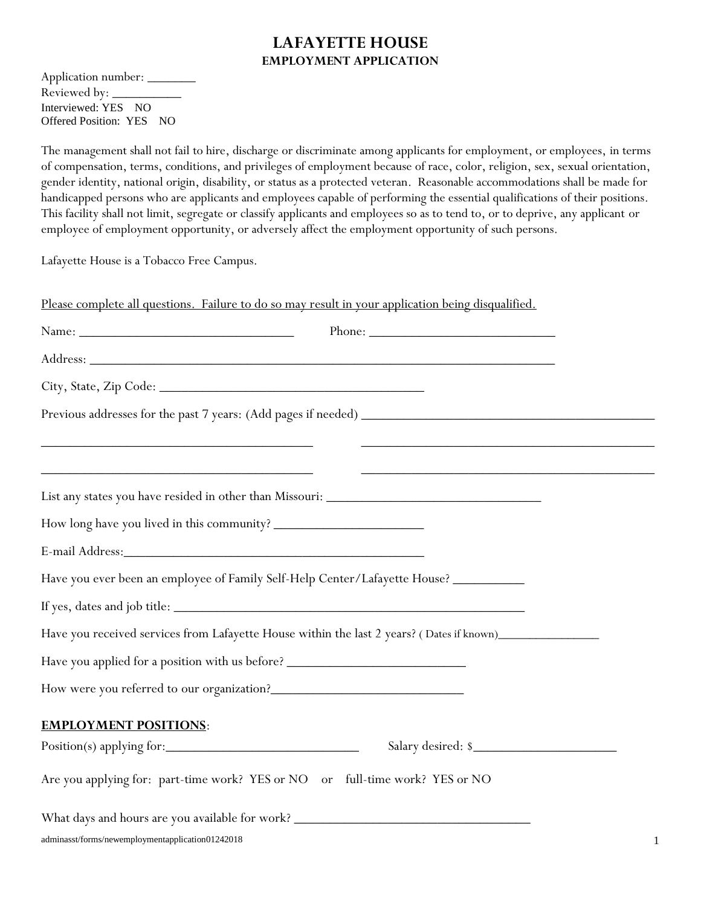# LAFAYETTE HOUSE

## EMPLOYMENT APPLICATION

Application number: _______
Reviewed by: __________
Interviewed: YES NO
Offered Position: YES NO

The management shall not fail to hire, discharge or discriminate among applicants for employment, or employees, in terms of compensation, terms, conditions, and privileges of employment because of race, color, religion, sex, sexual orientation, gender identity, national origin, disability, or status as a protected veteran. Reasonable accommodations shall be made for handicapped persons who are applicants and employees capable of performing the essential qualifications of their positions. This facility shall not limit, segregate or classify applicants and employees so as to tend to, or to deprive, any applicant or employee of employment opportunity, or adversely affect the employment opportunity of such persons.

Lafayette House is a Tobacco Free Campus.

<u>Please complete all questions. Failure to do so may result in your application being disqualified.</u>

Name: ________________________________ Phone: ____________________________

Address: ______________________________________________________________________

City, State, Zip Code: ________________________________________

Previous addresses for the past 7 years: (Add pages if needed) ____________________________________________

________________________________________ ____________________________________________

________________________________________ ____________________________________________

List any states you have resided in other than Missouri: ________________________________

How long have you lived in this community? ______________________

E-mail Address:_____________________________________________

Have you ever been an employee of Family Self-Help Center/Lafayette House? __________

If yes, dates and job title: ____________________________________________________

Have you received services from Lafayette House within the last 2 years? ( Dates if known)_______________

Have you applied for a position with us before? _________________________

How were you referred to our organization?____________________________

**<u>EMPLOYMENT POSITIONS</u>**:

Position(s) applying for:_____________________________ Salary desired: $_____________________

Are you applying for: part-time work? YES or NO or full-time work? YES or NO

What days and hours are you available for work? ___________________________________

adminasst/forms/newemploymentapplication01242018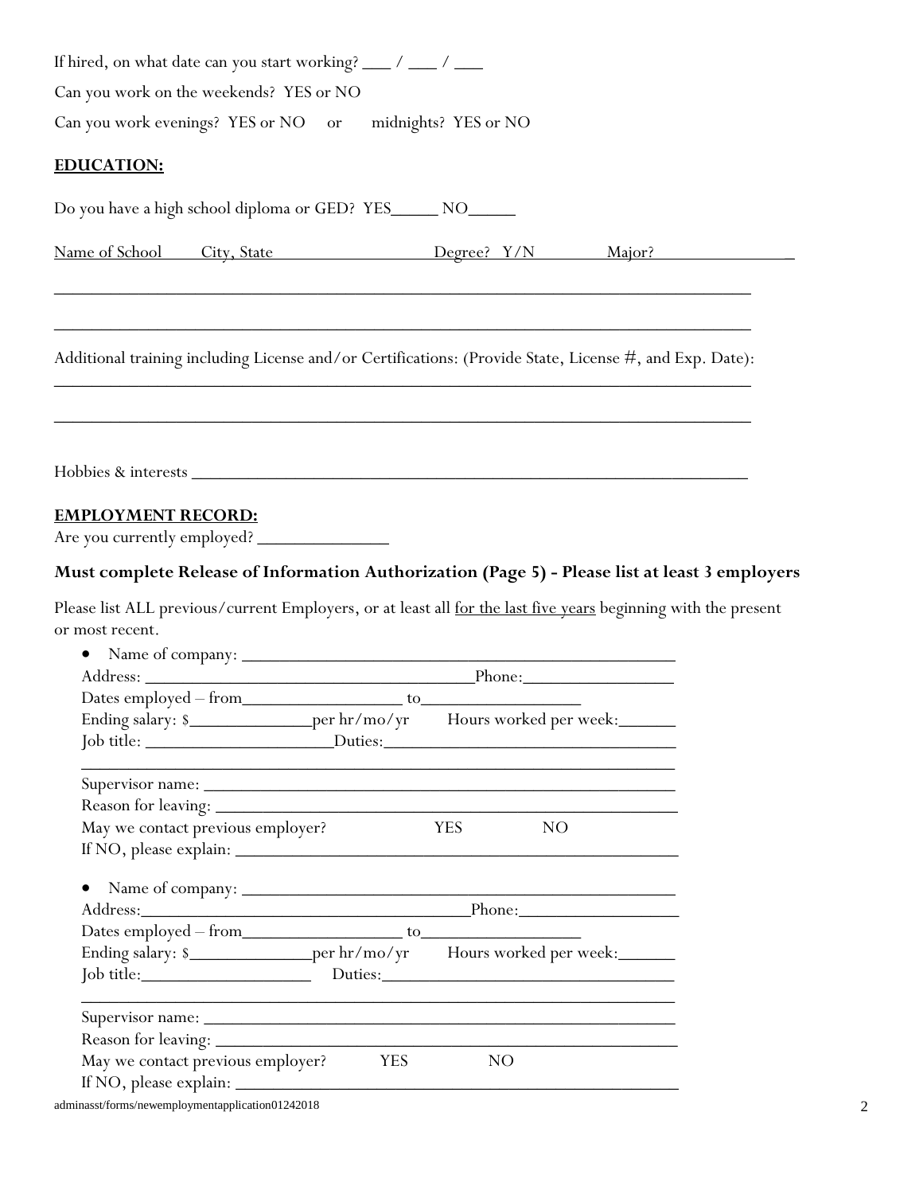If hired, on what date can you start working? ___ / ___ / ___

Can you work on the weekends? YES or NO

Can you work evenings? YES or NO or midnights? YES or NO

**EDUCATION:**

Do you have a high school diploma or GED? YES_____ NO_____

Name of School City, State Degree? Y/N Major?

________________________________________________________________________________

________________________________________________________________________________

Additional training including License and/or Certifications: (Provide State, License #, and Exp. Date):

________________________________________________________________________________

________________________________________________________________________________

Hobbies & interests ____________________________________________________________

**EMPLOYMENT RECORD:**

Are you currently employed? _______________

**Must complete Release of Information Authorization (Page 5) - Please list at least 3 employers**

Please list ALL previous/current Employers, or at least all for the last five years beginning with the present or most recent.

- Name of company: ________________________________________________
  Address: ____________________________________Phone:_________________
  Dates employed – from__________________ to_________________
  Ending salary: $______________per hr/mo/yr Hours worked per week:_______
  Job title: _____________________Duties:_________________________________
  ________________________________________________________________
  Supervisor name: _______________________________________________________
  Reason for leaving: _____________________________________________________
  May we contact previous employer? YES NO
  If NO, please explain: ___________________________________________________

- Name of company: ________________________________________________
  Address:_____________________________________Phone:__________________
  Dates employed – from__________________ to_________________
  Ending salary: $______________per hr/mo/yr Hours worked per week:_______
  Job title:___________________ Duties:________________________________
  ________________________________________________________________
  Supervisor name: _______________________________________________________
  Reason for leaving: _____________________________________________________
  May we contact previous employer? YES NO
  If NO, please explain: ___________________________________________________

adminasst/forms/newemploymentapplication01242018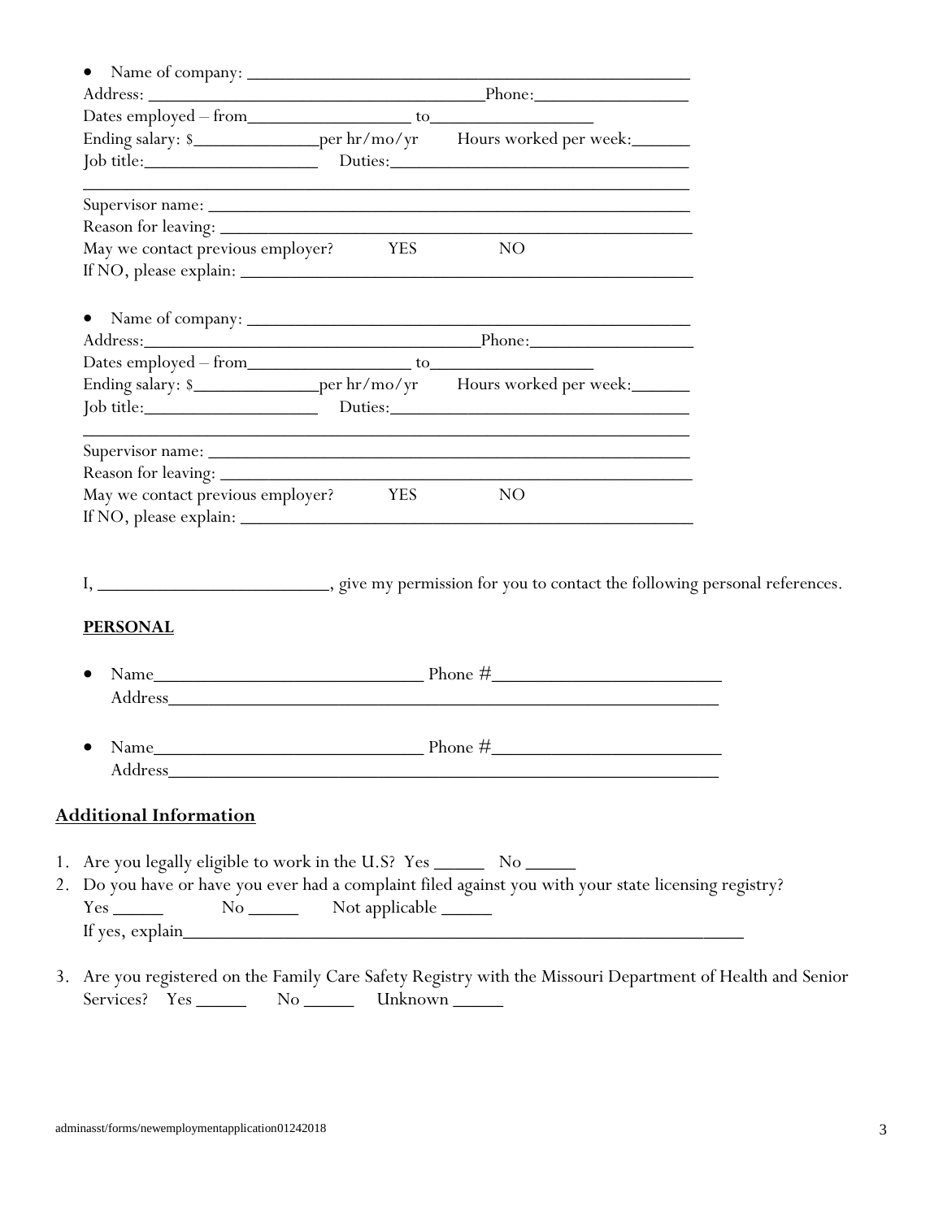- Name of company: ______________________________________________

Address: ____________________________________Phone:________________

Dates employed – from_________________ to_________________

Ending salary: $_____________per hr/mo/yr Hours worked per week:______

Job title:__________________ Duties:______________________________

_______________________________________________________________

Supervisor name: _______________________________________________

Reason for leaving: _____________________________________________

May we contact previous employer? YES NO

If NO, please explain: ___________________________________________

- Name of company: ______________________________________________

Address:____________________________________Phone:_________________

Dates employed – from_________________ to_________________

Ending salary: $_____________per hr/mo/yr Hours worked per week:______

Job title:__________________ Duties:______________________________

_______________________________________________________________

Supervisor name: _______________________________________________

Reason for leaving: _____________________________________________

May we contact previous employer? YES NO

If NO, please explain: ___________________________________________

I, _______________________, give my permission for you to contact the following personal references.

**PERSONAL**

- Name____________________________ Phone #______________________
  Address_______________________________________________________

- Name____________________________ Phone #______________________
  Address_______________________________________________________

## Additional Information

1. Are you legally eligible to work in the U.S? Yes _____ No _____
2. Do you have or have you ever had a complaint filed against you with your state licensing registry?
   Yes _____ No _____ Not applicable _____
   If yes, explain_______________________________________________________
3. Are you registered on the Family Care Safety Registry with the Missouri Department of Health and Senior Services? Yes _____ No _____ Unknown _____

adminasst/forms/newemploymentapplication01242018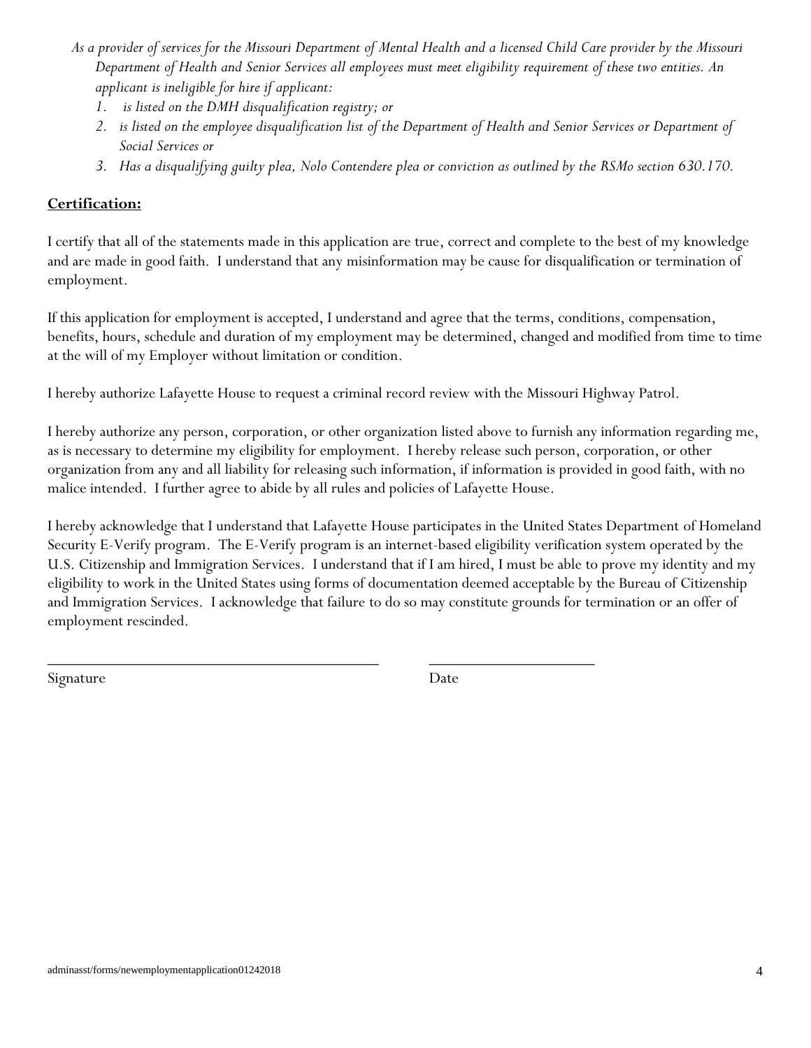*As a provider of services for the Missouri Department of Mental Health and a licensed Child Care provider by the Missouri Department of Health and Senior Services all employees must meet eligibility requirement of these two entities. An applicant is ineligible for hire if applicant:*

1. *is listed on the DMH disqualification registry; or*
2. *is listed on the employee disqualification list of the Department of Health and Senior Services or Department of Social Services or*
3. *Has a disqualifying guilty plea, Nolo Contendere plea or conviction as outlined by the RSMo section 630.170.*

**Certification:**

I certify that all of the statements made in this application are true, correct and complete to the best of my knowledge and are made in good faith. I understand that any misinformation may be cause for disqualification or termination of employment.

If this application for employment is accepted, I understand and agree that the terms, conditions, compensation, benefits, hours, schedule and duration of my employment may be determined, changed and modified from time to time at the will of my Employer without limitation or condition.

I hereby authorize Lafayette House to request a criminal record review with the Missouri Highway Patrol.

I hereby authorize any person, corporation, or other organization listed above to furnish any information regarding me, as is necessary to determine my eligibility for employment. I hereby release such person, corporation, or other organization from any and all liability for releasing such information, if information is provided in good faith, with no malice intended. I further agree to abide by all rules and policies of Lafayette House.

I hereby acknowledge that I understand that Lafayette House participates in the United States Department of Homeland Security E-Verify program. The E-Verify program is an internet-based eligibility verification system operated by the U.S. Citizenship and Immigration Services. I understand that if I am hired, I must be able to prove my identity and my eligibility to work in the United States using forms of documentation deemed acceptable by the Bureau of Citizenship and Immigration Services. I acknowledge that failure to do so may constitute grounds for termination or an offer of employment rescinded.

\_\_\_\_\_\_\_\_\_\_\_\_\_\_\_\_\_\_\_\_\_\_\_\_\_\_\_\_\_\_\_\_\_\_\_\_\_\_\_\_ \_\_\_\_\_\_\_\_\_\_\_\_\_\_\_\_\_\_\_\_

Signature Date

adminasst/forms/newemploymentapplication01242018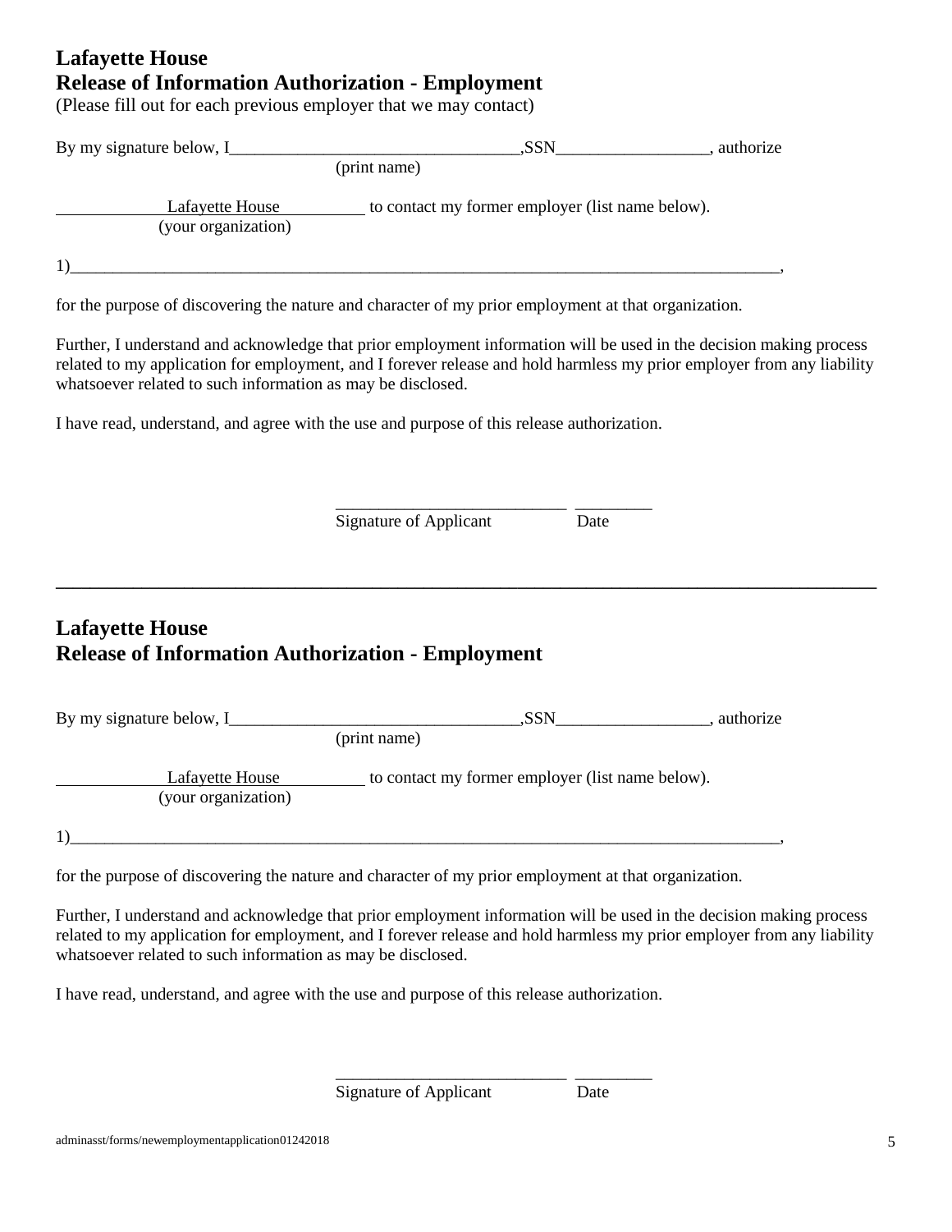## Lafayette House
## Release of Information Authorization - Employment

(Please fill out for each previous employer that we may contact)

By my signature below, I__________________________________,SSN__________________, authorize
(print name)

Lafayette House to contact my former employer (list name below).
(your organization)

1)________________________________________________________________________________________,

for the purpose of discovering the nature and character of my prior employment at that organization.

Further, I understand and acknowledge that prior employment information will be used in the decision making process related to my application for employment, and I forever release and hold harmless my prior employer from any liability whatsoever related to such information as may be disclosed.

I have read, understand, and agree with the use and purpose of this release authorization.

___________________________ _________
Signature of Applicant Date

---

## Lafayette House
## Release of Information Authorization - Employment

By my signature below, I__________________________________,SSN__________________, authorize
(print name)

Lafayette House to contact my former employer (list name below).
(your organization)

1)________________________________________________________________________________________,

for the purpose of discovering the nature and character of my prior employment at that organization.

Further, I understand and acknowledge that prior employment information will be used in the decision making process related to my application for employment, and I forever release and hold harmless my prior employer from any liability whatsoever related to such information as may be disclosed.

I have read, understand, and agree with the use and purpose of this release authorization.

___________________________ _________
Signature of Applicant Date

adminasst/forms/newemploymentapplication01242018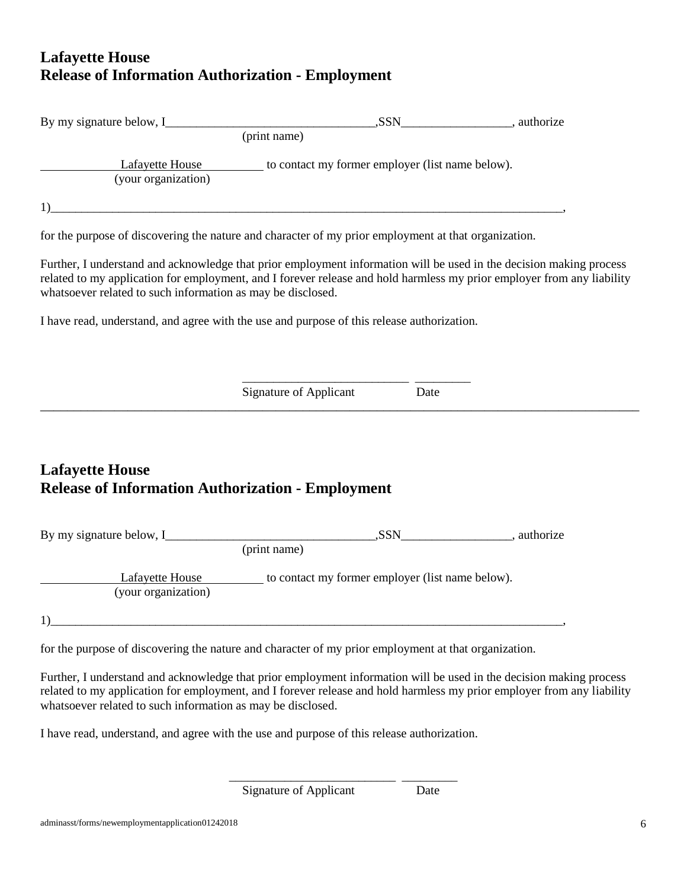## Lafayette House
## Release of Information Authorization - Employment

By my signature below, I__________________________________,SSN__________________, authorize
(print name)

Lafayette House to contact my former employer (list name below).
(your organization)

1)________________________________________________________________________________________,

for the purpose of discovering the nature and character of my prior employment at that organization.

Further, I understand and acknowledge that prior employment information will be used in the decision making process related to my application for employment, and I forever release and hold harmless my prior employer from any liability whatsoever related to such information as may be disclosed.

I have read, understand, and agree with the use and purpose of this release authorization.

___________________________ _________
Signature of Applicant Date

---

## Lafayette House
## Release of Information Authorization - Employment

By my signature below, I__________________________________,SSN__________________, authorize
(print name)

Lafayette House to contact my former employer (list name below).
(your organization)

1)________________________________________________________________________________________,

for the purpose of discovering the nature and character of my prior employment at that organization.

Further, I understand and acknowledge that prior employment information will be used in the decision making process related to my application for employment, and I forever release and hold harmless my prior employer from any liability whatsoever related to such information as may be disclosed.

I have read, understand, and agree with the use and purpose of this release authorization.

___________________________ _________
Signature of Applicant Date

adminasst/forms/newemploymentapplication01242018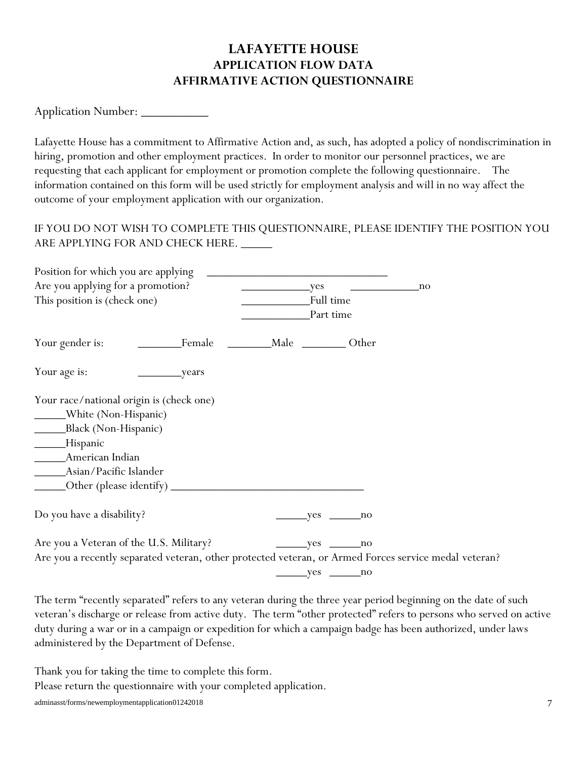# LAFAYETTE HOUSE
## APPLICATION FLOW DATA
## AFFIRMATIVE ACTION QUESTIONNAIRE

Application Number: __________

Lafayette House has a commitment to Affirmative Action and, as such, has adopted a policy of nondiscrimination in hiring, promotion and other employment practices. In order to monitor our personnel practices, we are requesting that each applicant for employment or promotion complete the following questionnaire. The information contained on this form will be used strictly for employment analysis and will in no way affect the outcome of your employment application with our organization.

IF YOU DO NOT WISH TO COMPLETE THIS QUESTIONNAIRE, PLEASE IDENTIFY THE POSITION YOU ARE APPLYING FOR AND CHECK HERE. _____

Position for which you are applying ______________________________

Are you applying for a promotion? ___________yes ___________no

This position is (check one) ___________Full time

___________Part time

Your gender is: _______Female _______Male _______ Other

Your age is: _______years

Your race/national origin is (check one)

_____White (Non-Hispanic)

_____Black (Non-Hispanic)

_____Hispanic

_____American Indian

_____Asian/Pacific Islander

_____Other (please identify) ____________________________

Do you have a disability? _____yes _____no

Are you a Veteran of the U.S. Military? _____yes _____no

Are you a recently separated veteran, other protected veteran, or Armed Forces service medal veteran?

_____yes _____no

The term "recently separated" refers to any veteran during the three year period beginning on the date of such veteran's discharge or release from active duty. The term "other protected" refers to persons who served on active duty during a war or in a campaign or expedition for which a campaign badge has been authorized, under laws administered by the Department of Defense.

Thank you for taking the time to complete this form.

Please return the questionnaire with your completed application.

adminasst/forms/newemploymentapplication01242018